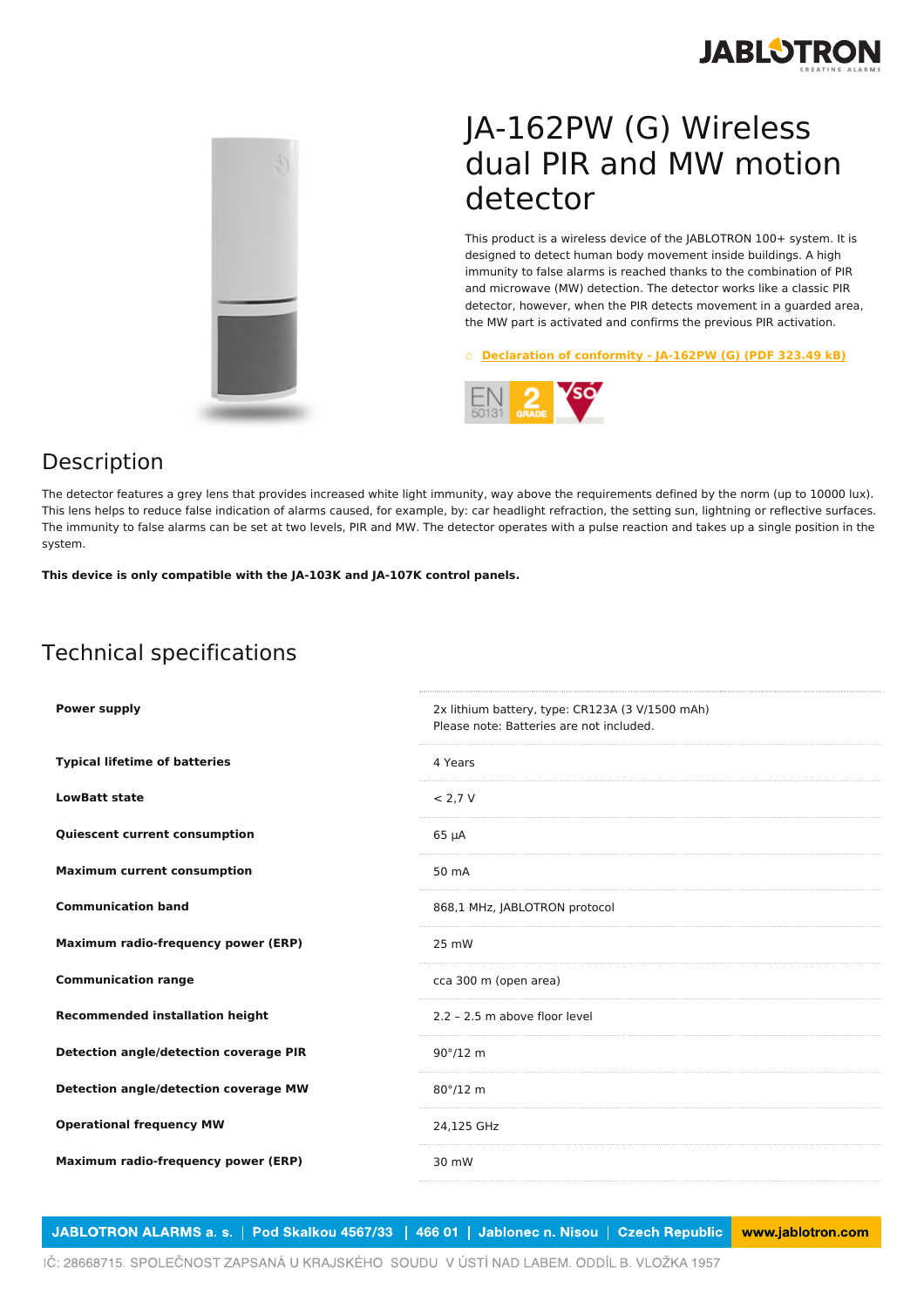# JA-162PW (G) Wireless dual PIR and MW motion detector

This product is a wireless device of the JABLOTRON 100+ system. It is designed to detect human body movement inside buildings. A high immunity to false alarms is reached thanks to the combination of PIR and microwave (MW) detection. The detector works like a classic PIR detector, however, when the PIR detects movement in a guarded area, the MW part is activated and confirms the previous PIR activation.

- Declaration of conformity - JA-162PW (G) (PDF 323.49 kB)

## Description

The detector features a grey lens that provides increased white light immunity, way above the requirements defined by the norm (up to 10000 lux). This lens helps to reduce false indication of alarms caused, for example, by: car headlight refraction, the setting sun, lightning or reflective surfaces. The immunity to false alarms can be set at two levels, PIR and MW. The detector operates with a pulse reaction and takes up a single position in the system.

**This device is only compatible with the JA-103K and JA-107K control panels.**

## Technical specifications

| | |
|---|---|
| **Power supply** | 2x lithium battery, type: CR123A (3 V/1500 mAh)<br>Please note: Batteries are not included. |
| **Typical lifetime of batteries** | 4 Years |
| **LowBatt state** | < 2,7 V |
| **Quiescent current consumption** | 65 µA |
| **Maximum current consumption** | 50 mA |
| **Communication band** | 868,1 MHz, JABLOTRON protocol |
| **Maximum radio-frequency power (ERP)** | 25 mW |
| **Communication range** | cca 300 m (open area) |
| **Recommended installation height** | 2.2 – 2.5 m above floor level |
| **Detection angle/detection coverage PIR** | 90°/12 m |
| **Detection angle/detection coverage MW** | 80°/12 m |
| **Operational frequency MW** | 24,125 GHz |
| **Maximum radio-frequency power (ERP)** | 30 mW |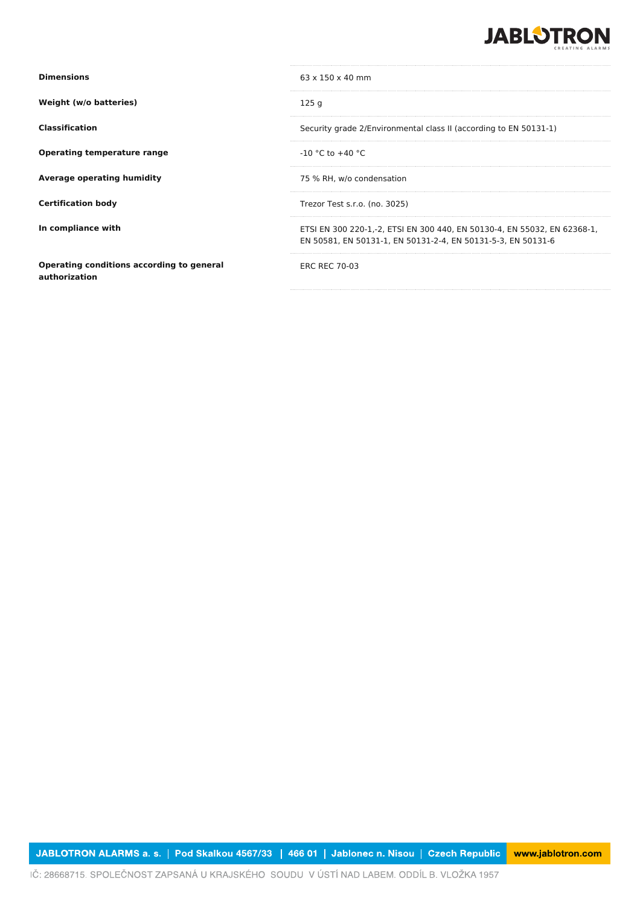| | |
|---|---|
| **Dimensions** | 63 x 150 x 40 mm |
| **Weight (w/o batteries)** | 125 g |
| **Classification** | Security grade 2/Environmental class II (according to EN 50131-1) |
| **Operating temperature range** | -10 °C to +40 °C |
| **Average operating humidity** | 75 % RH, w/o condensation |
| **Certification body** | Trezor Test s.r.o. (no. 3025) |
| **In compliance with** | ETSI EN 300 220-1,-2, ETSI EN 300 440, EN 50130-4, EN 55032, EN 62368-1, EN 50581, EN 50131-1, EN 50131-2-4, EN 50131-5-3, EN 50131-6 |
| **Operating conditions according to general authorization** | ERC REC 70-03 |